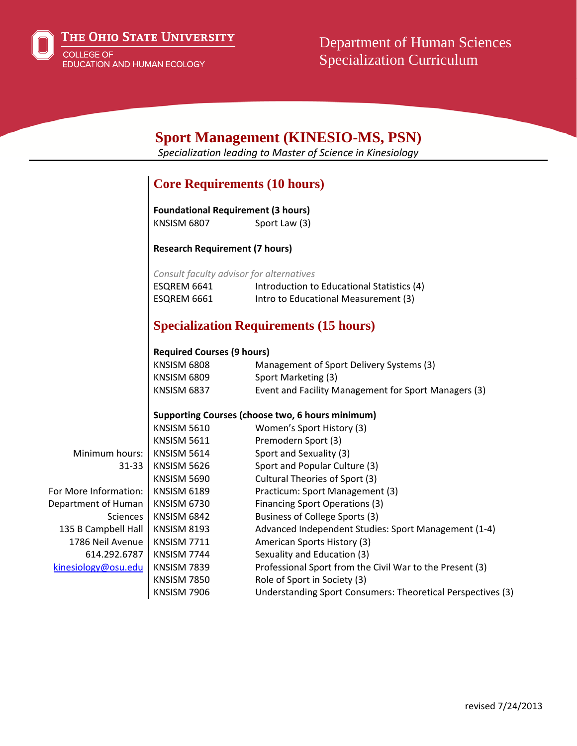The Ohio State University
College of Education and Human Ecology

Department of Human Sciences
Specialization Curriculum

# Sport Management (KINESIO-MS, PSN)

*Specialization leading to Master of Science in Kinesiology*

## Core Requirements (10 hours)

**Foundational Requirement (3 hours)**

| | |
|---|---|
| KNSISM 6807 | Sport Law (3) |

**Research Requirement (7 hours)**

*Consult faculty advisor for alternatives*

| | |
|---|---|
| ESQREM 6641 | Introduction to Educational Statistics (4) |
| ESQREM 6661 | Intro to Educational Measurement (3) |

## Specialization Requirements (15 hours)

**Required Courses (9 hours)**

| | |
|---|---|
| KNSISM 6808 | Management of Sport Delivery Systems (3) |
| KNSISM 6809 | Sport Marketing (3) |
| KNSISM 6837 | Event and Facility Management for Sport Managers (3) |

**Supporting Courses (choose two, 6 hours minimum)**

| | |
|---|---|
| KNSISM 5610 | Women's Sport History (3) |
| KNSISM 5611 | Premodern Sport (3) |
| KNSISM 5614 | Sport and Sexuality (3) |
| KNSISM 5626 | Sport and Popular Culture (3) |
| KNSISM 5690 | Cultural Theories of Sport (3) |
| KNSISM 6189 | Practicum: Sport Management (3) |
| KNSISM 6730 | Financing Sport Operations (3) |
| KNSISM 6842 | Business of College Sports (3) |
| KNSISM 8193 | Advanced Independent Studies: Sport Management (1-4) |
| KNSISM 7711 | American Sports History (3) |
| KNSISM 7744 | Sexuality and Education (3) |
| KNSISM 7839 | Professional Sport from the Civil War to the Present (3) |
| KNSISM 7850 | Role of Sport in Society (3) |
| KNSISM 7906 | Understanding Sport Consumers: Theoretical Perspectives (3) |

Minimum hours: 31-33

For More Information:
Department of Human Sciences
135 B Campbell Hall
1786 Neil Avenue
614.292.6787
kinesiology@osu.edu

revised 7/24/2013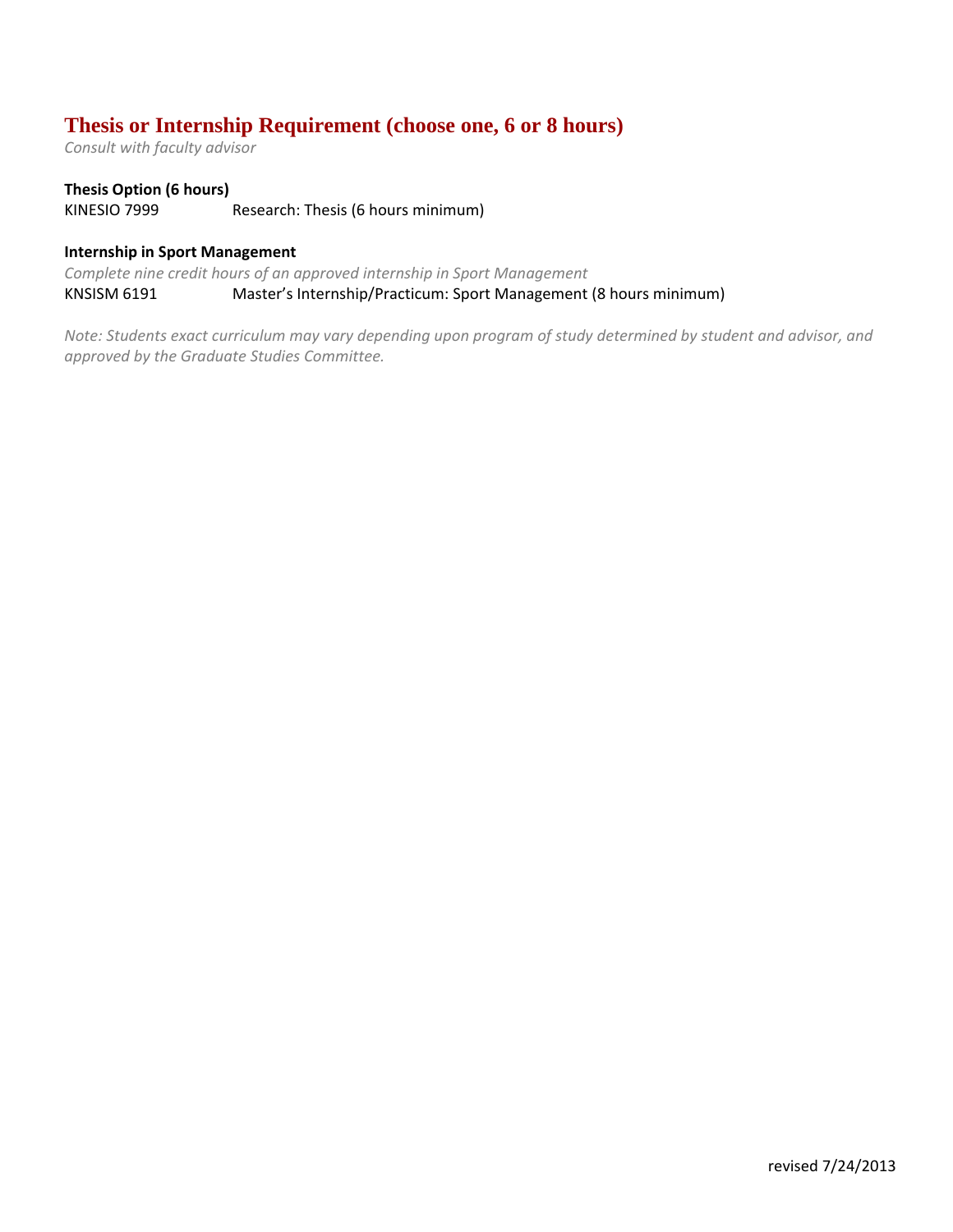## Thesis or Internship Requirement (choose one, 6 or 8 hours)

*Consult with faculty advisor*

**Thesis Option (6 hours)**

KINESIO 7999 Research: Thesis (6 hours minimum)

**Internship in Sport Management**

*Complete nine credit hours of an approved internship in Sport Management*

KNSISM 6191 Master's Internship/Practicum: Sport Management (8 hours minimum)

*Note: Students exact curriculum may vary depending upon program of study determined by student and advisor, and approved by the Graduate Studies Committee.*

revised 7/24/2013